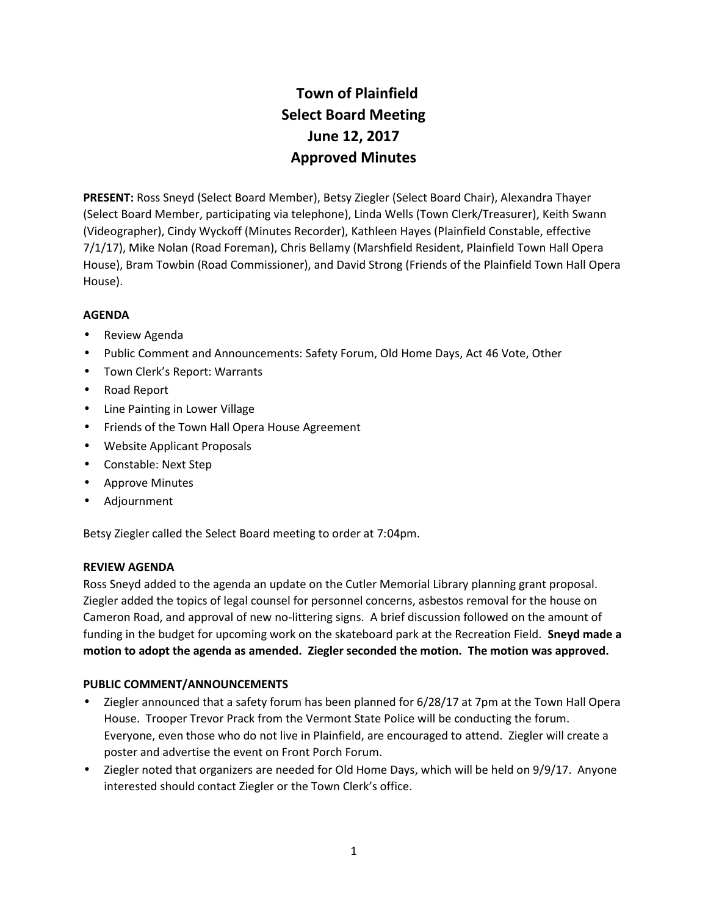# Town of Plainfield
# Select Board Meeting
# June 12, 2017
# Approved Minutes

**PRESENT:** Ross Sneyd (Select Board Member), Betsy Ziegler (Select Board Chair), Alexandra Thayer (Select Board Member, participating via telephone), Linda Wells (Town Clerk/Treasurer), Keith Swann (Videographer), Cindy Wyckoff (Minutes Recorder), Kathleen Hayes (Plainfield Constable, effective 7/1/17), Mike Nolan (Road Foreman), Chris Bellamy (Marshfield Resident, Plainfield Town Hall Opera House), Bram Towbin (Road Commissioner), and David Strong (Friends of the Plainfield Town Hall Opera House).

**AGENDA**

- Review Agenda
- Public Comment and Announcements: Safety Forum, Old Home Days, Act 46 Vote, Other
- Town Clerk's Report: Warrants
- Road Report
- Line Painting in Lower Village
- Friends of the Town Hall Opera House Agreement
- Website Applicant Proposals
- Constable: Next Step
- Approve Minutes
- Adjournment

Betsy Ziegler called the Select Board meeting to order at 7:04pm.

**REVIEW AGENDA**

Ross Sneyd added to the agenda an update on the Cutler Memorial Library planning grant proposal. Ziegler added the topics of legal counsel for personnel concerns, asbestos removal for the house on Cameron Road, and approval of new no-littering signs. A brief discussion followed on the amount of funding in the budget for upcoming work on the skateboard park at the Recreation Field. **Sneyd made a motion to adopt the agenda as amended. Ziegler seconded the motion. The motion was approved.**

**PUBLIC COMMENT/ANNOUNCEMENTS**

- Ziegler announced that a safety forum has been planned for 6/28/17 at 7pm at the Town Hall Opera House. Trooper Trevor Prack from the Vermont State Police will be conducting the forum. Everyone, even those who do not live in Plainfield, are encouraged to attend. Ziegler will create a poster and advertise the event on Front Porch Forum.
- Ziegler noted that organizers are needed for Old Home Days, which will be held on 9/9/17. Anyone interested should contact Ziegler or the Town Clerk's office.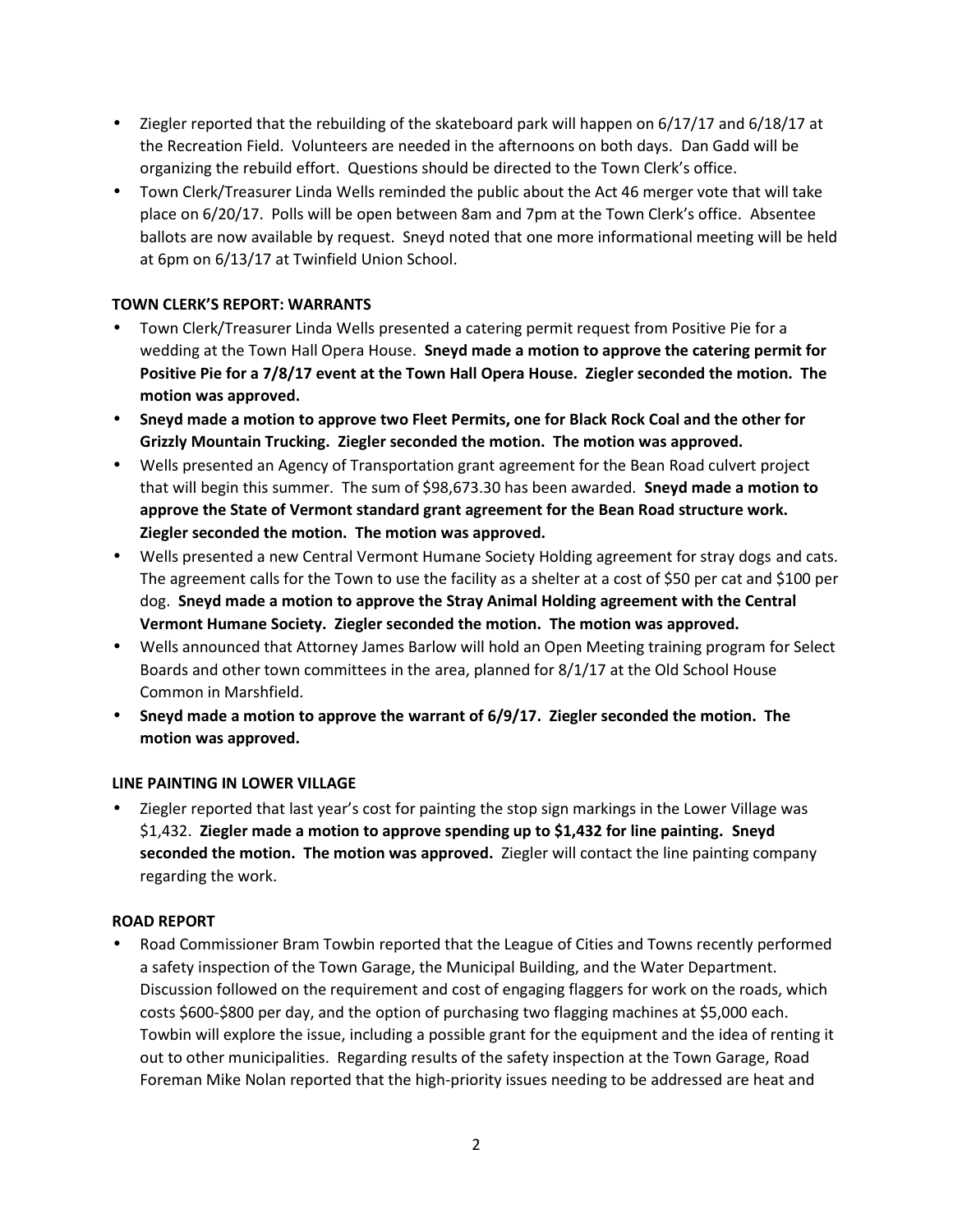- Ziegler reported that the rebuilding of the skateboard park will happen on 6/17/17 and 6/18/17 at the Recreation Field. Volunteers are needed in the afternoons on both days. Dan Gadd will be organizing the rebuild effort. Questions should be directed to the Town Clerk's office.
- Town Clerk/Treasurer Linda Wells reminded the public about the Act 46 merger vote that will take place on 6/20/17. Polls will be open between 8am and 7pm at the Town Clerk's office. Absentee ballots are now available by request. Sneyd noted that one more informational meeting will be held at 6pm on 6/13/17 at Twinfield Union School.

**TOWN CLERK'S REPORT: WARRANTS**

- Town Clerk/Treasurer Linda Wells presented a catering permit request from Positive Pie for a wedding at the Town Hall Opera House. **Sneyd made a motion to approve the catering permit for Positive Pie for a 7/8/17 event at the Town Hall Opera House. Ziegler seconded the motion. The motion was approved.**
- **Sneyd made a motion to approve two Fleet Permits, one for Black Rock Coal and the other for Grizzly Mountain Trucking. Ziegler seconded the motion. The motion was approved.**
- Wells presented an Agency of Transportation grant agreement for the Bean Road culvert project that will begin this summer. The sum of $98,673.30 has been awarded. **Sneyd made a motion to approve the State of Vermont standard grant agreement for the Bean Road structure work. Ziegler seconded the motion. The motion was approved.**
- Wells presented a new Central Vermont Humane Society Holding agreement for stray dogs and cats. The agreement calls for the Town to use the facility as a shelter at a cost of $50 per cat and $100 per dog. **Sneyd made a motion to approve the Stray Animal Holding agreement with the Central Vermont Humane Society. Ziegler seconded the motion. The motion was approved.**
- Wells announced that Attorney James Barlow will hold an Open Meeting training program for Select Boards and other town committees in the area, planned for 8/1/17 at the Old School House Common in Marshfield.
- **Sneyd made a motion to approve the warrant of 6/9/17. Ziegler seconded the motion. The motion was approved.**

**LINE PAINTING IN LOWER VILLAGE**

- Ziegler reported that last year's cost for painting the stop sign markings in the Lower Village was $1,432. **Ziegler made a motion to approve spending up to $1,432 for line painting. Sneyd seconded the motion. The motion was approved.** Ziegler will contact the line painting company regarding the work.

**ROAD REPORT**

- Road Commissioner Bram Towbin reported that the League of Cities and Towns recently performed a safety inspection of the Town Garage, the Municipal Building, and the Water Department. Discussion followed on the requirement and cost of engaging flaggers for work on the roads, which costs $600-$800 per day, and the option of purchasing two flagging machines at $5,000 each. Towbin will explore the issue, including a possible grant for the equipment and the idea of renting it out to other municipalities. Regarding results of the safety inspection at the Town Garage, Road Foreman Mike Nolan reported that the high-priority issues needing to be addressed are heat and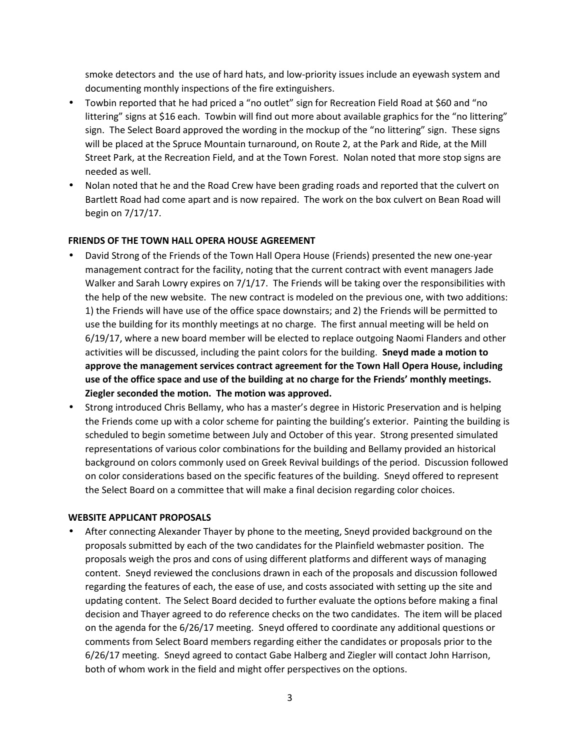smoke detectors and the use of hard hats, and low-priority issues include an eyewash system and documenting monthly inspections of the fire extinguishers.

- Towbin reported that he had priced a "no outlet" sign for Recreation Field Road at $60 and "no littering" signs at $16 each. Towbin will find out more about available graphics for the "no littering" sign. The Select Board approved the wording in the mockup of the "no littering" sign. These signs will be placed at the Spruce Mountain turnaround, on Route 2, at the Park and Ride, at the Mill Street Park, at the Recreation Field, and at the Town Forest. Nolan noted that more stop signs are needed as well.
- Nolan noted that he and the Road Crew have been grading roads and reported that the culvert on Bartlett Road had come apart and is now repaired. The work on the box culvert on Bean Road will begin on 7/17/17.

**FRIENDS OF THE TOWN HALL OPERA HOUSE AGREEMENT**

- David Strong of the Friends of the Town Hall Opera House (Friends) presented the new one-year management contract for the facility, noting that the current contract with event managers Jade Walker and Sarah Lowry expires on 7/1/17. The Friends will be taking over the responsibilities with the help of the new website. The new contract is modeled on the previous one, with two additions: 1) the Friends will have use of the office space downstairs; and 2) the Friends will be permitted to use the building for its monthly meetings at no charge. The first annual meeting will be held on 6/19/17, where a new board member will be elected to replace outgoing Naomi Flanders and other activities will be discussed, including the paint colors for the building. **Sneyd made a motion to approve the management services contract agreement for the Town Hall Opera House, including use of the office space and use of the building at no charge for the Friends' monthly meetings. Ziegler seconded the motion. The motion was approved.**
- Strong introduced Chris Bellamy, who has a master's degree in Historic Preservation and is helping the Friends come up with a color scheme for painting the building's exterior. Painting the building is scheduled to begin sometime between July and October of this year. Strong presented simulated representations of various color combinations for the building and Bellamy provided an historical background on colors commonly used on Greek Revival buildings of the period. Discussion followed on color considerations based on the specific features of the building. Sneyd offered to represent the Select Board on a committee that will make a final decision regarding color choices.

**WEBSITE APPLICANT PROPOSALS**

- After connecting Alexander Thayer by phone to the meeting, Sneyd provided background on the proposals submitted by each of the two candidates for the Plainfield webmaster position. The proposals weigh the pros and cons of using different platforms and different ways of managing content. Sneyd reviewed the conclusions drawn in each of the proposals and discussion followed regarding the features of each, the ease of use, and costs associated with setting up the site and updating content. The Select Board decided to further evaluate the options before making a final decision and Thayer agreed to do reference checks on the two candidates. The item will be placed on the agenda for the 6/26/17 meeting. Sneyd offered to coordinate any additional questions or comments from Select Board members regarding either the candidates or proposals prior to the 6/26/17 meeting. Sneyd agreed to contact Gabe Halberg and Ziegler will contact John Harrison, both of whom work in the field and might offer perspectives on the options.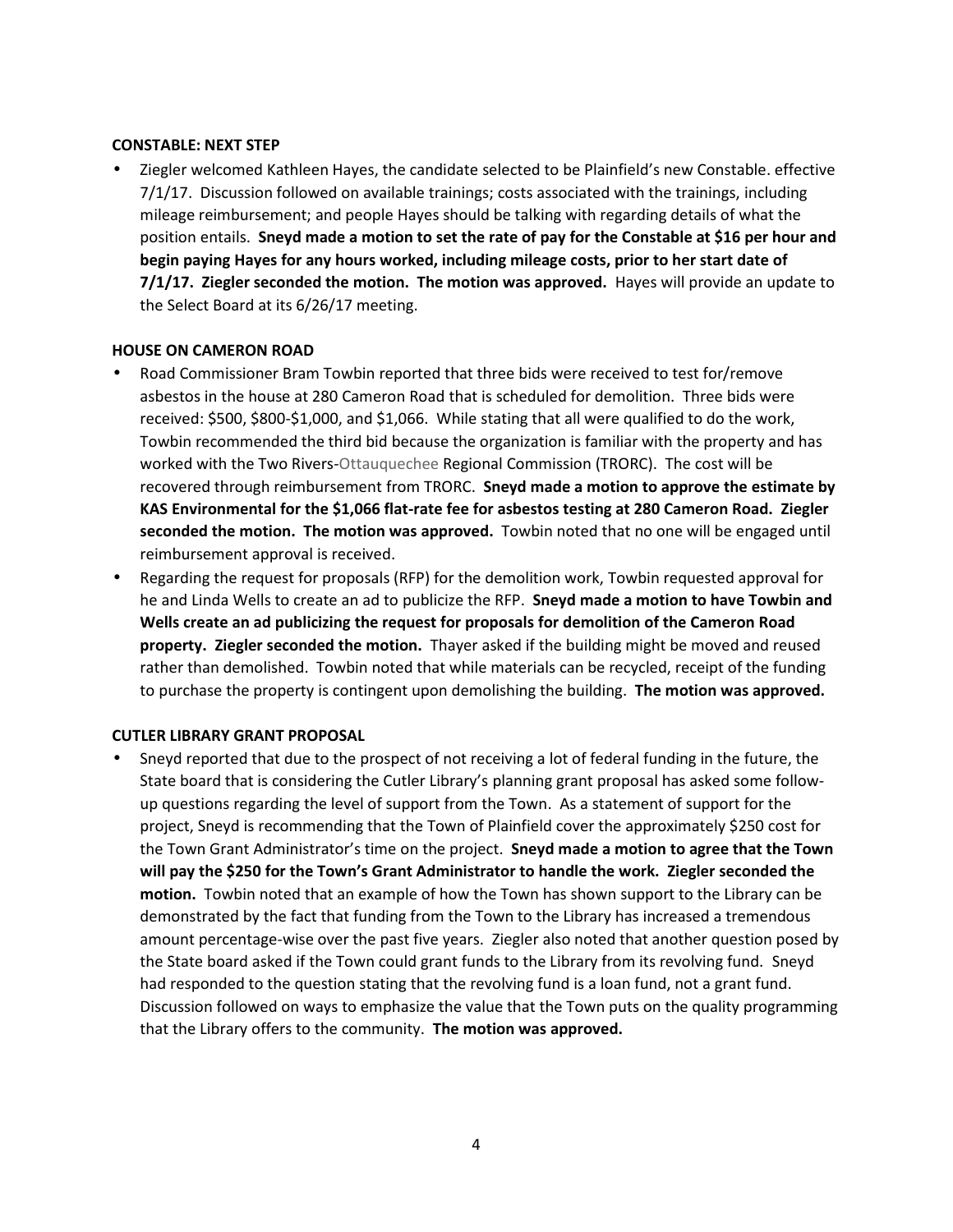**CONSTABLE: NEXT STEP**

- Ziegler welcomed Kathleen Hayes, the candidate selected to be Plainfield's new Constable. effective 7/1/17. Discussion followed on available trainings; costs associated with the trainings, including mileage reimbursement; and people Hayes should be talking with regarding details of what the position entails. **Sneyd made a motion to set the rate of pay for the Constable at $16 per hour and begin paying Hayes for any hours worked, including mileage costs, prior to her start date of 7/1/17. Ziegler seconded the motion. The motion was approved.** Hayes will provide an update to the Select Board at its 6/26/17 meeting.

**HOUSE ON CAMERON ROAD**

- Road Commissioner Bram Towbin reported that three bids were received to test for/remove asbestos in the house at 280 Cameron Road that is scheduled for demolition. Three bids were received: $500, $800-$1,000, and $1,066. While stating that all were qualified to do the work, Towbin recommended the third bid because the organization is familiar with the property and has worked with the Two Rivers-Ottauquechee Regional Commission (TRORC). The cost will be recovered through reimbursement from TRORC. **Sneyd made a motion to approve the estimate by KAS Environmental for the $1,066 flat-rate fee for asbestos testing at 280 Cameron Road. Ziegler seconded the motion. The motion was approved.** Towbin noted that no one will be engaged until reimbursement approval is received.
- Regarding the request for proposals (RFP) for the demolition work, Towbin requested approval for he and Linda Wells to create an ad to publicize the RFP. **Sneyd made a motion to have Towbin and Wells create an ad publicizing the request for proposals for demolition of the Cameron Road property. Ziegler seconded the motion.** Thayer asked if the building might be moved and reused rather than demolished. Towbin noted that while materials can be recycled, receipt of the funding to purchase the property is contingent upon demolishing the building. **The motion was approved.**

**CUTLER LIBRARY GRANT PROPOSAL**

- Sneyd reported that due to the prospect of not receiving a lot of federal funding in the future, the State board that is considering the Cutler Library's planning grant proposal has asked some follow-up questions regarding the level of support from the Town. As a statement of support for the project, Sneyd is recommending that the Town of Plainfield cover the approximately $250 cost for the Town Grant Administrator's time on the project. **Sneyd made a motion to agree that the Town will pay the $250 for the Town's Grant Administrator to handle the work. Ziegler seconded the motion.** Towbin noted that an example of how the Town has shown support to the Library can be demonstrated by the fact that funding from the Town to the Library has increased a tremendous amount percentage-wise over the past five years. Ziegler also noted that another question posed by the State board asked if the Town could grant funds to the Library from its revolving fund. Sneyd had responded to the question stating that the revolving fund is a loan fund, not a grant fund. Discussion followed on ways to emphasize the value that the Town puts on the quality programming that the Library offers to the community. **The motion was approved.**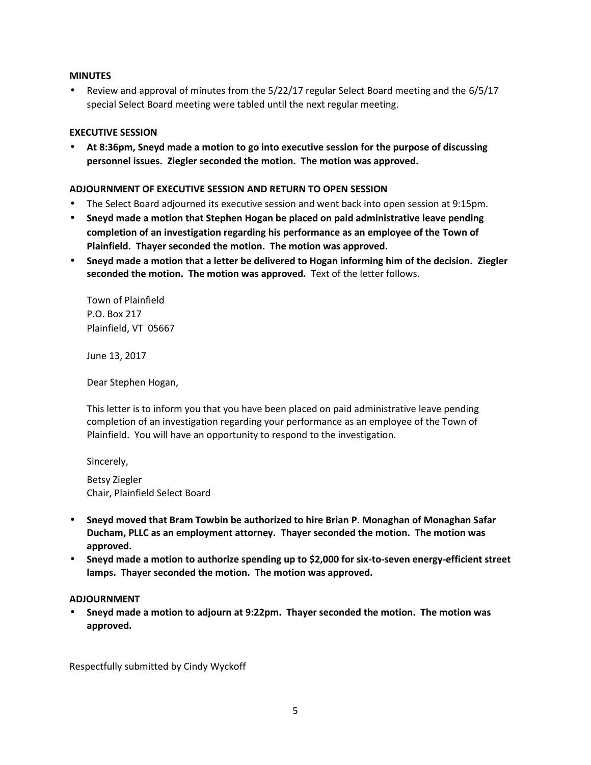**MINUTES**

- Review and approval of minutes from the 5/22/17 regular Select Board meeting and the 6/5/17 special Select Board meeting were tabled until the next regular meeting.

**EXECUTIVE SESSION**

- **At 8:36pm, Sneyd made a motion to go into executive session for the purpose of discussing personnel issues. Ziegler seconded the motion. The motion was approved.**

**ADJOURNMENT OF EXECUTIVE SESSION AND RETURN TO OPEN SESSION**

- The Select Board adjourned its executive session and went back into open session at 9:15pm.
- **Sneyd made a motion that Stephen Hogan be placed on paid administrative leave pending completion of an investigation regarding his performance as an employee of the Town of Plainfield. Thayer seconded the motion. The motion was approved.**
- **Sneyd made a motion that a letter be delivered to Hogan informing him of the decision. Ziegler seconded the motion. The motion was approved.** Text of the letter follows.

  Town of Plainfield
  P.O. Box 217
  Plainfield, VT 05667

  June 13, 2017

  Dear Stephen Hogan,

  This letter is to inform you that you have been placed on paid administrative leave pending completion of an investigation regarding your performance as an employee of the Town of Plainfield. You will have an opportunity to respond to the investigation.

  Sincerely,

  Betsy Ziegler
  Chair, Plainfield Select Board

- **Sneyd moved that Bram Towbin be authorized to hire Brian P. Monaghan of Monaghan Safar Ducham, PLLC as an employment attorney. Thayer seconded the motion. The motion was approved.**
- **Sneyd made a motion to authorize spending up to $2,000 for six-to-seven energy-efficient street lamps. Thayer seconded the motion. The motion was approved.**

**ADJOURNMENT**

- **Sneyd made a motion to adjourn at 9:22pm. Thayer seconded the motion. The motion was approved.**

Respectfully submitted by Cindy Wyckoff